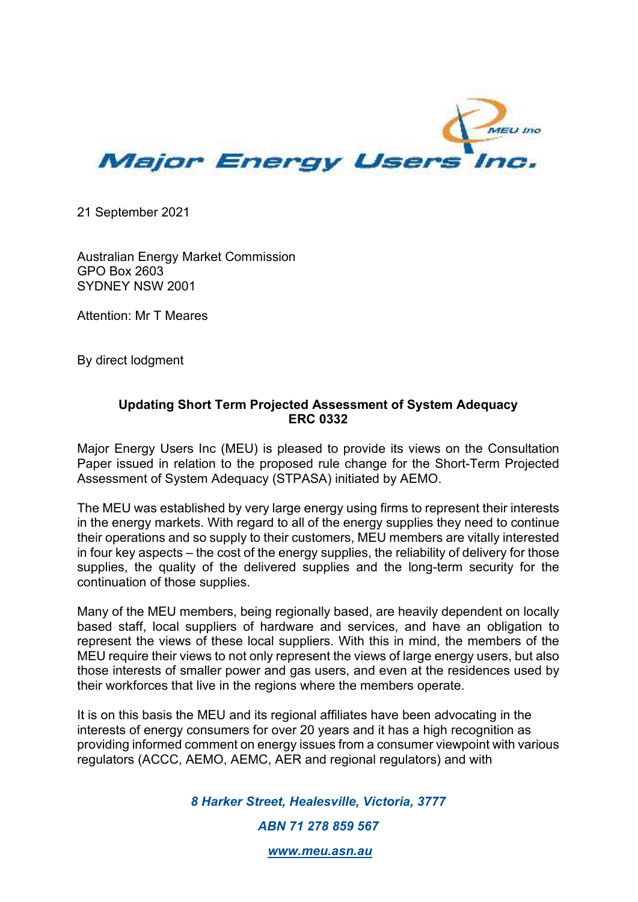# Major Energy Users Inc.

21 September 2021

Australian Energy Market Commission
GPO Box 2603
SYDNEY NSW 2001

Attention: Mr T Meares

By direct lodgment

**Updating Short Term Projected Assessment of System Adequacy**
**ERC 0332**

Major Energy Users Inc (MEU) is pleased to provide its views on the Consultation Paper issued in relation to the proposed rule change for the Short-Term Projected Assessment of System Adequacy (STPASA) initiated by AEMO.

The MEU was established by very large energy using firms to represent their interests in the energy markets. With regard to all of the energy supplies they need to continue their operations and so supply to their customers, MEU members are vitally interested in four key aspects – the cost of the energy supplies, the reliability of delivery for those supplies, the quality of the delivered supplies and the long-term security for the continuation of those supplies.

Many of the MEU members, being regionally based, are heavily dependent on locally based staff, local suppliers of hardware and services, and have an obligation to represent the views of these local suppliers. With this in mind, the members of the MEU require their views to not only represent the views of large energy users, but also those interests of smaller power and gas users, and even at the residences used by their workforces that live in the regions where the members operate.

It is on this basis the MEU and its regional affiliates have been advocating in the interests of energy consumers for over 20 years and it has a high recognition as providing informed comment on energy issues from a consumer viewpoint with various regulators (ACCC, AEMO, AEMC, AER and regional regulators) and with

*8 Harker Street, Healesville, Victoria, 3777*

*ABN 71 278 859 567*

*www.meu.asn.au*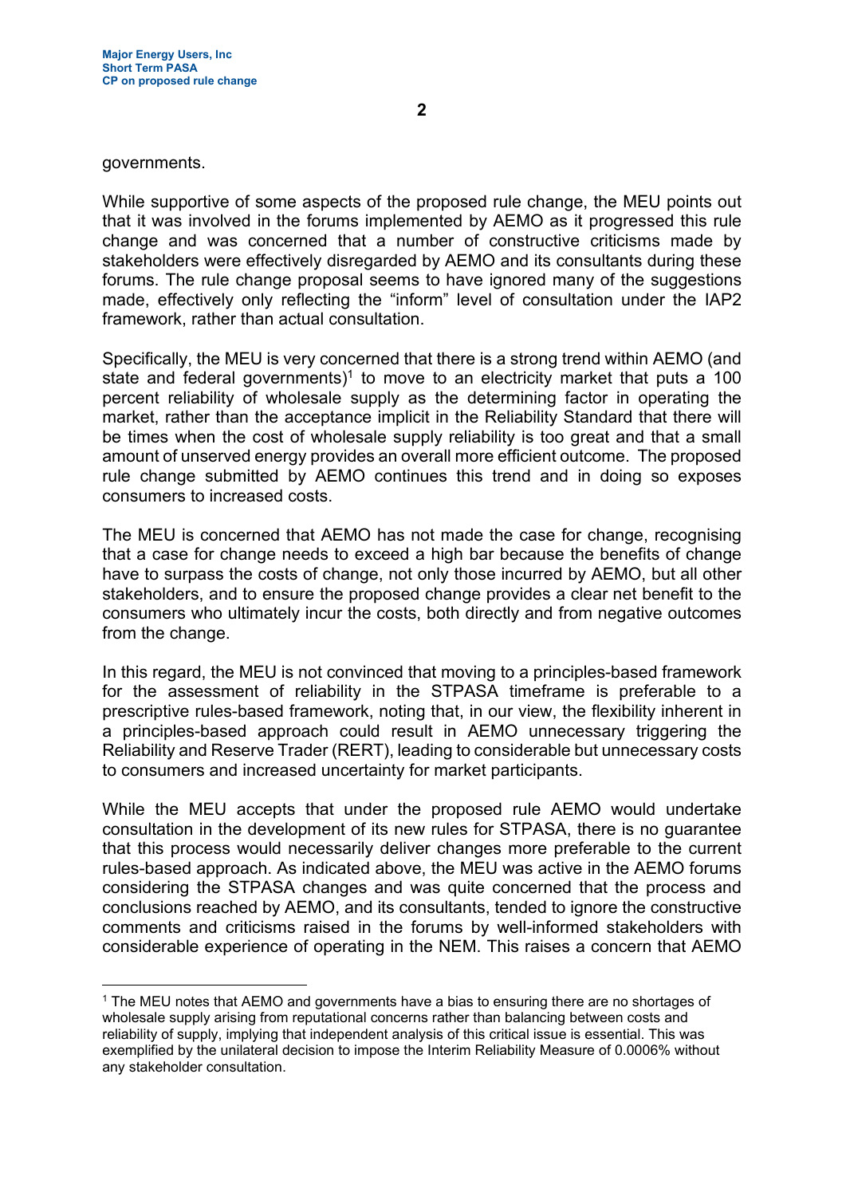governments.

While supportive of some aspects of the proposed rule change, the MEU points out that it was involved in the forums implemented by AEMO as it progressed this rule change and was concerned that a number of constructive criticisms made by stakeholders were effectively disregarded by AEMO and its consultants during these forums. The rule change proposal seems to have ignored many of the suggestions made, effectively only reflecting the "inform" level of consultation under the IAP2 framework, rather than actual consultation.

Specifically, the MEU is very concerned that there is a strong trend within AEMO (and state and federal governments)[1] to move to an electricity market that puts a 100 percent reliability of wholesale supply as the determining factor in operating the market, rather than the acceptance implicit in the Reliability Standard that there will be times when the cost of wholesale supply reliability is too great and that a small amount of unserved energy provides an overall more efficient outcome. The proposed rule change submitted by AEMO continues this trend and in doing so exposes consumers to increased costs.

The MEU is concerned that AEMO has not made the case for change, recognising that a case for change needs to exceed a high bar because the benefits of change have to surpass the costs of change, not only those incurred by AEMO, but all other stakeholders, and to ensure the proposed change provides a clear net benefit to the consumers who ultimately incur the costs, both directly and from negative outcomes from the change.

In this regard, the MEU is not convinced that moving to a principles-based framework for the assessment of reliability in the STPASA timeframe is preferable to a prescriptive rules-based framework, noting that, in our view, the flexibility inherent in a principles-based approach could result in AEMO unnecessary triggering the Reliability and Reserve Trader (RERT), leading to considerable but unnecessary costs to consumers and increased uncertainty for market participants.

While the MEU accepts that under the proposed rule AEMO would undertake consultation in the development of its new rules for STPASA, there is no guarantee that this process would necessarily deliver changes more preferable to the current rules-based approach. As indicated above, the MEU was active in the AEMO forums considering the STPASA changes and was quite concerned that the process and conclusions reached by AEMO, and its consultants, tended to ignore the constructive comments and criticisms raised in the forums by well-informed stakeholders with considerable experience of operating in the NEM. This raises a concern that AEMO

[1] The MEU notes that AEMO and governments have a bias to ensuring there are no shortages of wholesale supply arising from reputational concerns rather than balancing between costs and reliability of supply, implying that independent analysis of this critical issue is essential. This was exemplified by the unilateral decision to impose the Interim Reliability Measure of 0.0006% without any stakeholder consultation.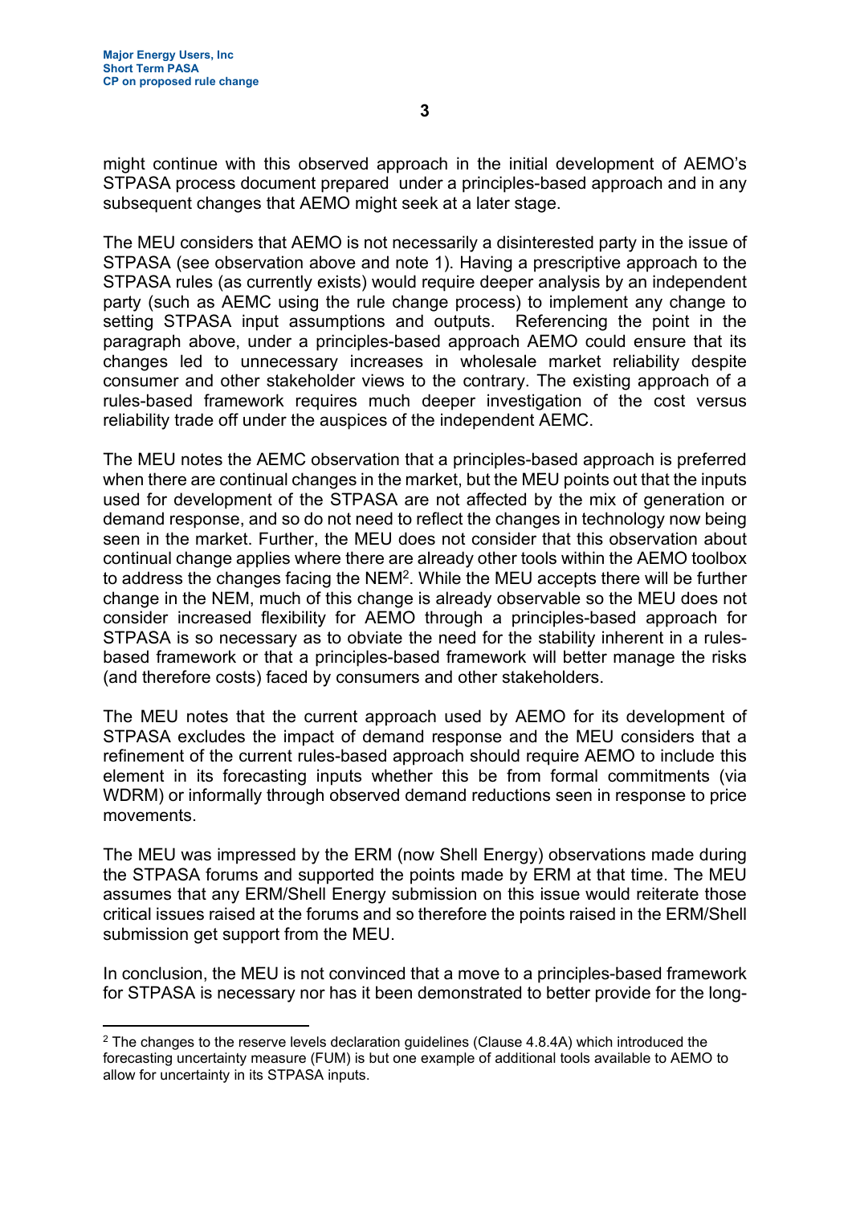might continue with this observed approach in the initial development of AEMO's STPASA process document prepared under a principles-based approach and in any subsequent changes that AEMO might seek at a later stage.

The MEU considers that AEMO is not necessarily a disinterested party in the issue of STPASA (see observation above and note 1). Having a prescriptive approach to the STPASA rules (as currently exists) would require deeper analysis by an independent party (such as AEMC using the rule change process) to implement any change to setting STPASA input assumptions and outputs. Referencing the point in the paragraph above, under a principles-based approach AEMO could ensure that its changes led to unnecessary increases in wholesale market reliability despite consumer and other stakeholder views to the contrary. The existing approach of a rules-based framework requires much deeper investigation of the cost versus reliability trade off under the auspices of the independent AEMC.

The MEU notes the AEMC observation that a principles-based approach is preferred when there are continual changes in the market, but the MEU points out that the inputs used for development of the STPASA are not affected by the mix of generation or demand response, and so do not need to reflect the changes in technology now being seen in the market. Further, the MEU does not consider that this observation about continual change applies where there are already other tools within the AEMO toolbox to address the changes facing the NEM[2]. While the MEU accepts there will be further change in the NEM, much of this change is already observable so the MEU does not consider increased flexibility for AEMO through a principles-based approach for STPASA is so necessary as to obviate the need for the stability inherent in a rules-based framework or that a principles-based framework will better manage the risks (and therefore costs) faced by consumers and other stakeholders.

The MEU notes that the current approach used by AEMO for its development of STPASA excludes the impact of demand response and the MEU considers that a refinement of the current rules-based approach should require AEMO to include this element in its forecasting inputs whether this be from formal commitments (via WDRM) or informally through observed demand reductions seen in response to price movements.

The MEU was impressed by the ERM (now Shell Energy) observations made during the STPASA forums and supported the points made by ERM at that time. The MEU assumes that any ERM/Shell Energy submission on this issue would reiterate those critical issues raised at the forums and so therefore the points raised in the ERM/Shell submission get support from the MEU.

In conclusion, the MEU is not convinced that a move to a principles-based framework for STPASA is necessary nor has it been demonstrated to better provide for the long-

[2] The changes to the reserve levels declaration guidelines (Clause 4.8.4A) which introduced the forecasting uncertainty measure (FUM) is but one example of additional tools available to AEMO to allow for uncertainty in its STPASA inputs.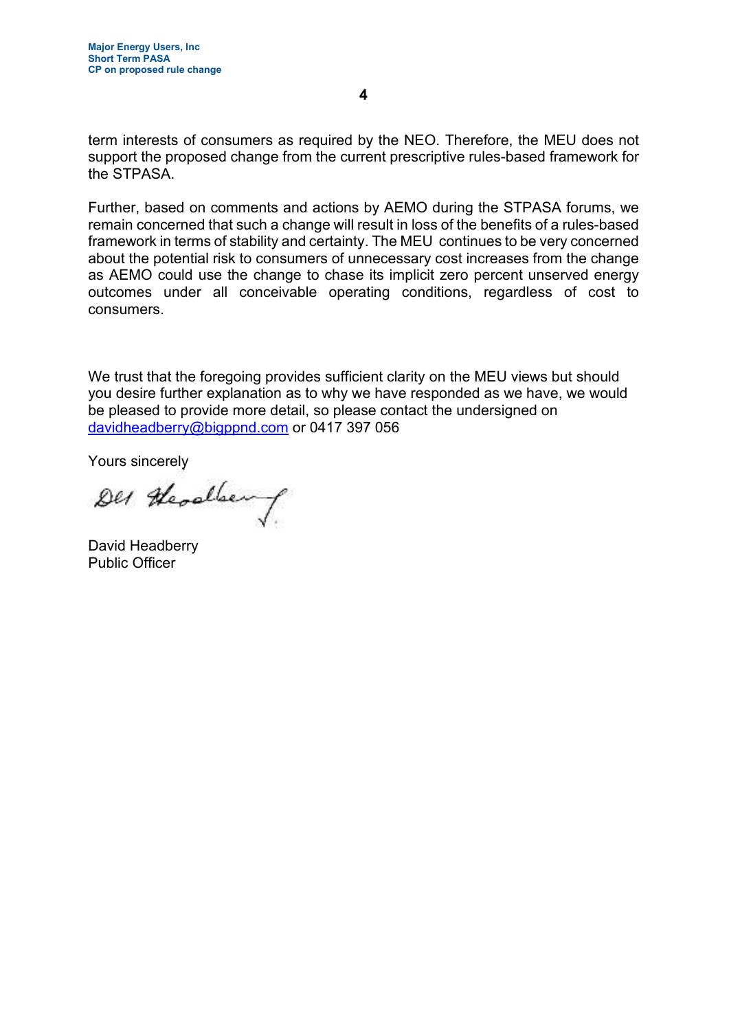term interests of consumers as required by the NEO. Therefore, the MEU does not support the proposed change from the current prescriptive rules-based framework for the STPASA.

Further, based on comments and actions by AEMO during the STPASA forums, we remain concerned that such a change will result in loss of the benefits of a rules-based framework in terms of stability and certainty. The MEU continues to be very concerned about the potential risk to consumers of unnecessary cost increases from the change as AEMO could use the change to chase its implicit zero percent unserved energy outcomes under all conceivable operating conditions, regardless of cost to consumers.

We trust that the foregoing provides sufficient clarity on the MEU views but should you desire further explanation as to why we have responded as we have, we would be pleased to provide more detail, so please contact the undersigned on davidheadberry@bigpond.com or 0417 397 056

Yours sincerely

David Headberry
Public Officer